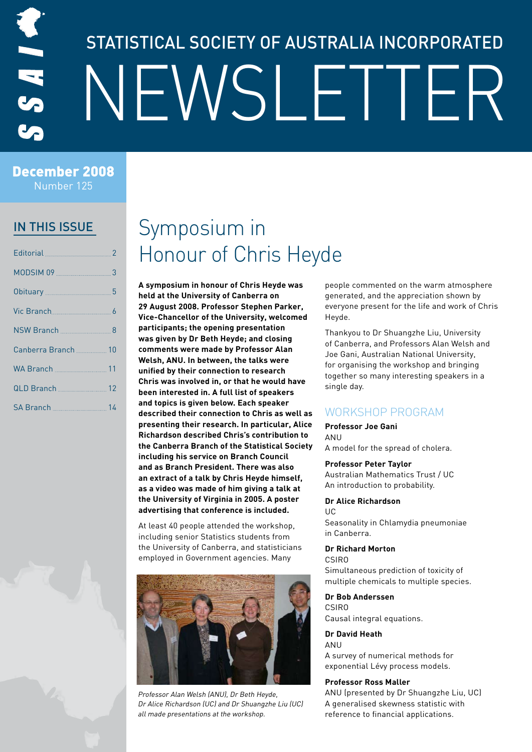# STATISTICAL SOCIETY OF AUSTRALIA INCORPORATED NEWSLETTER

**December 2008**
Number 125

## IN THIS ISSUE

| | |
|---|---|
| Editorial | 2 |
| MODSIM 09 | 3 |
| Obituary | 5 |
| Vic Branch | 6 |
| NSW Branch | 8 |
| Canberra Branch | 10 |
| WA Branch | 11 |
| QLD Branch | 12 |
| SA Branch | 14 |

# Symposium in Honour of Chris Heyde

**A symposium in honour of Chris Heyde was held at the University of Canberra on 29 August 2008. Professor Stephen Parker, Vice-Chancellor of the University, welcomed participants; the opening presentation was given by Dr Beth Heyde; and closing comments were made by Professor Alan Welsh, ANU. In between, the talks were unified by their connection to research Chris was involved in, or that he would have been interested in. A full list of speakers and topics is given below. Each speaker described their connection to Chris as well as presenting their research. In particular, Alice Richardson described Chris's contribution to the Canberra Branch of the Statistical Society including his service on Branch Council and as Branch President. There was also an extract of a talk by Chris Heyde himself, as a video was made of him giving a talk at the University of Virginia in 2005. A poster advertising that conference is included.**

At least 40 people attended the workshop, including senior Statistics students from the University of Canberra, and statisticians employed in Government agencies. Many people commented on the warm atmosphere generated, and the appreciation shown by everyone present for the life and work of Chris Heyde.

*Professor Alan Welsh (ANU), Dr Beth Heyde, Dr Alice Richardson (UC) and Dr Shuangzhe Liu (UC) all made presentations at the workshop.*

Thankyou to Dr Shuangzhe Liu, University of Canberra, and Professors Alan Welsh and Joe Gani, Australian National University, for organising the workshop and bringing together so many interesting speakers in a single day.

## WORKSHOP PROGRAM

**Professor Joe Gani**
ANU
A model for the spread of cholera.

**Professor Peter Taylor**
Australian Mathematics Trust / UC
An introduction to probability.

**Dr Alice Richardson**
UC
Seasonality in Chlamydia pneumoniae in Canberra.

**Dr Richard Morton**
CSIRO
Simultaneous prediction of toxicity of multiple chemicals to multiple species.

**Dr Bob Anderssen**
CSIRO
Causal integral equations.

**Dr David Heath**
ANU
A survey of numerical methods for exponential Lévy process models.

**Professor Ross Maller**
ANU (presented by Dr Shuangzhe Liu, UC)
A generalised skewness statistic with reference to financial applications.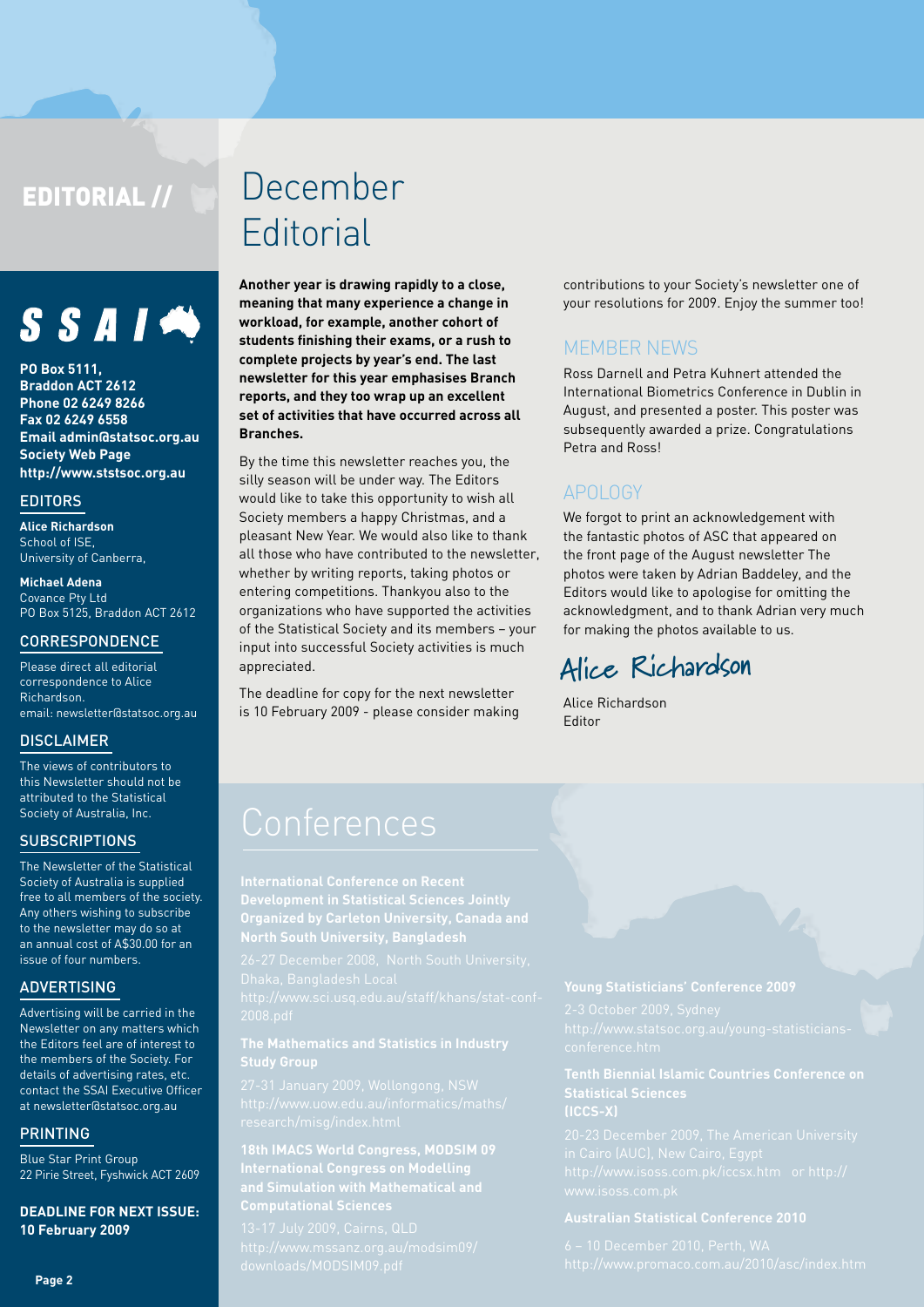# EDITORIAL //

SSAI

**PO Box 5111,**
**Braddon ACT 2612**
**Phone 02 6249 8266**
**Fax 02 6249 6558**
**Email admin@statsoc.org.au**
**Society Web Page**
**http://www.ststsoc.org.au**

## EDITORS

**Alice Richardson**
School of ISE,
University of Canberra,

**Michael Adena**
Covance Pty Ltd
PO Box 5125, Braddon ACT 2612

## CORRESPONDENCE

Please direct all editorial correspondence to Alice Richardson.
email: newsletter@statsoc.org.au

## DISCLAIMER

The views of contributors to this Newsletter should not be attributed to the Statistical Society of Australia, Inc.

## SUBSCRIPTIONS

The Newsletter of the Statistical Society of Australia is supplied free to all members of the society. Any others wishing to subscribe to the newsletter may do so at an annual cost of A$30.00 for an issue of four numbers.

## ADVERTISING

Advertising will be carried in the Newsletter on any matters which the Editors feel are of interest to the members of the Society. For details of advertising rates, etc. contact the SSAI Executive Officer at newsletter@statsoc.org.au

## PRINTING

Blue Star Print Group
22 Pirie Street, Fyshwick ACT 2609

**DEADLINE FOR NEXT ISSUE: 10 February 2009**

# December Editorial

**Another year is drawing rapidly to a close, meaning that many experience a change in workload, for example, another cohort of students finishing their exams, or a rush to complete projects by year's end. The last newsletter for this year emphasises Branch reports, and they too wrap up an excellent set of activities that have occurred across all Branches.**

By the time this newsletter reaches you, the silly season will be under way. The Editors would like to take this opportunity to wish all Society members a happy Christmas, and a pleasant New Year. We would also like to thank all those who have contributed to the newsletter, whether by writing reports, taking photos or entering competitions. Thankyou also to the organizations who have supported the activities of the Statistical Society and its members – your input into successful Society activities is much appreciated.

The deadline for copy for the next newsletter is 10 February 2009 - please consider making contributions to your Society's newsletter one of your resolutions for 2009. Enjoy the summer too!

## MEMBER NEWS

Ross Darnell and Petra Kuhnert attended the International Biometrics Conference in Dublin in August, and presented a poster. This poster was subsequently awarded a prize. Congratulations Petra and Ross!

## APOLOGY

We forgot to print an acknowledgement with the fantastic photos of ASC that appeared on the front page of the August newsletter The photos were taken by Adrian Baddeley, and the Editors would like to apologise for omitting the acknowledgment, and to thank Adrian very much for making the photos available to us.

*Alice Richardson*

Alice Richardson
Editor

# Conferences

**International Conference on Recent Development in Statistical Sciences Jointly Organized by Carleton University, Canada and North South University, Bangladesh**

26-27 December 2008, North South University, Dhaka, Bangladesh Local
http://www.sci.usq.edu.au/staff/khans/stat-conf-2008.pdf

**The Mathematics and Statistics in Industry Study Group**

27-31 January 2009, Wollongong, NSW
http://www.uow.edu.au/informatics/maths/research/misg/index.html

**18th IMACS World Congress, MODSIM 09 International Congress on Modelling and Simulation with Mathematical and Computational Sciences**

13-17 July 2009, Cairns, QLD
http://www.mssanz.org.au/modsim09/downloads/MODSIM09.pdf

**Young Statisticians' Conference 2009**

2-3 October 2009, Sydney
http://www.statsoc.org.au/young-statisticians-conference.htm

**Tenth Biennial Islamic Countries Conference on Statistical Sciences (ICCS-X)**

20-23 December 2009, The American University in Cairo (AUC), New Cairo, Egypt
http://www.isoss.com.pk/iccsx.htm or http://www.isoss.com.pk

**Australian Statistical Conference 2010**

6 – 10 December 2010, Perth, WA
http://www.promaco.com.au/2010/asc/index.htm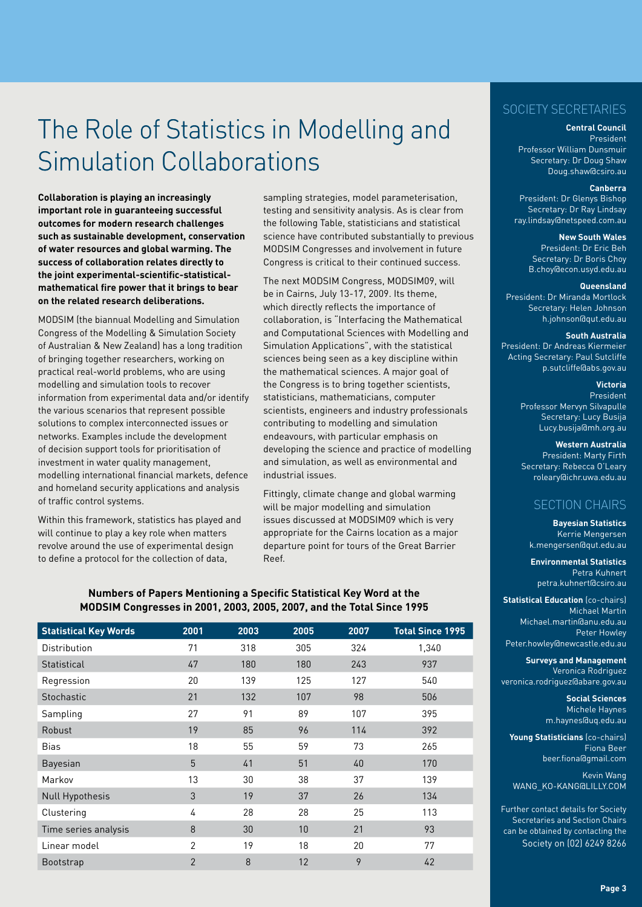# The Role of Statistics in Modelling and Simulation Collaborations

**Collaboration is playing an increasingly important role in guaranteeing successful outcomes for modern research challenges such as sustainable development, conservation of water resources and global warming. The success of collaboration relates directly to the joint experimental-scientific-statistical-mathematical fire power that it brings to bear on the related research deliberations.**

MODSIM (the biannual Modelling and Simulation Congress of the Modelling & Simulation Society of Australian & New Zealand) has a long tradition of bringing together researchers, working on practical real-world problems, who are using modelling and simulation tools to recover information from experimental data and/or identify the various scenarios that represent possible solutions to complex interconnected issues or networks. Examples include the development of decision support tools for prioritisation of investment in water quality management, modelling international financial markets, defence and homeland security applications and analysis of traffic control systems.

Within this framework, statistics has played and will continue to play a key role when matters revolve around the use of experimental design to define a protocol for the collection of data, sampling strategies, model parameterisation, testing and sensitivity analysis. As is clear from the following Table, statisticians and statistical science have contributed substantially to previous MODSIM Congresses and involvement in future Congress is critical to their continued success.

The next MODSIM Congress, MODSIM09, will be in Cairns, July 13-17, 2009. Its theme, which directly reflects the importance of collaboration, is "Interfacing the Mathematical and Computational Sciences with Modelling and Simulation Applications", with the statistical sciences being seen as a key discipline within the mathematical sciences. A major goal of the Congress is to bring together scientists, statisticians, mathematicians, computer scientists, engineers and industry professionals contributing to modelling and simulation endeavours, with particular emphasis on developing the science and practice of modelling and simulation, as well as environmental and industrial issues.

Fittingly, climate change and global warming will be major modelling and simulation issues discussed at MODSIM09 which is very appropriate for the Cairns location as a major departure point for tours of the Great Barrier Reef.

**Numbers of Papers Mentioning a Specific Statistical Key Word at the MODSIM Congresses in 2001, 2003, 2005, 2007, and the Total Since 1995**

| Statistical Key Words | 2001 | 2003 | 2005 | 2007 | Total Since 1995 |
|---|---|---|---|---|---|
| Distribution | 71 | 318 | 305 | 324 | 1,340 |
| Statistical | 47 | 180 | 180 | 243 | 937 |
| Regression | 20 | 139 | 125 | 127 | 540 |
| Stochastic | 21 | 132 | 107 | 98 | 506 |
| Sampling | 27 | 91 | 89 | 107 | 395 |
| Robust | 19 | 85 | 96 | 114 | 392 |
| Bias | 18 | 55 | 59 | 73 | 265 |
| Bayesian | 5 | 41 | 51 | 40 | 170 |
| Markov | 13 | 30 | 38 | 37 | 139 |
| Null Hypothesis | 3 | 19 | 37 | 26 | 134 |
| Clustering | 4 | 28 | 28 | 25 | 113 |
| Time series analysis | 8 | 30 | 10 | 21 | 93 |
| Linear model | 2 | 19 | 18 | 20 | 77 |
| Bootstrap | 2 | 8 | 12 | 9 | 42 |

## SOCIETY SECRETARIES

**Central Council**
President
Professor William Dunsmuir
Secretary: Dr Doug Shaw
Doug.shaw@csiro.au

**Canberra**
President: Dr Glenys Bishop
Secretary: Dr Ray Lindsay
ray.lindsay@netspeed.com.au

**New South Wales**
President: Dr Eric Beh
Secretary: Dr Boris Choy
B.choy@econ.usyd.edu.au

**Queensland**
President: Dr Miranda Mortlock
Secretary: Helen Johnson
h.johnson@qut.edu.au

**South Australia**
President: Dr Andreas Kiermeier
Acting Secretary: Paul Sutcliffe
p.sutcliffe@abs.gov.au

**Victoria**
President
Professor Mervyn Silvapulle
Secretary: Lucy Busija
Lucy.busija@mh.org.au

**Western Australia**
President: Marty Firth
Secretary: Rebecca O'Leary
roleary@ichr.uwa.edu.au

## SECTION CHAIRS

**Bayesian Statistics**
Kerrie Mengersen
k.mengersen@qut.edu.au

**Environmental Statistics**
Petra Kuhnert
petra.kuhnert@csiro.au

**Statistical Education** (co-chairs)
Michael Martin
Michael.martin@anu.edu.au
Peter Howley
Peter.howley@newcastle.edu.au

**Surveys and Management**
Veronica Rodriguez
veronica.rodriguez@abare.gov.au

**Social Sciences**
Michele Haynes
m.haynes@uq.edu.au

**Young Statisticians** (co-chairs)
Fiona Beer
beer.fiona@gmail.com

Kevin Wang
WANG_KO-KANG@LILLY.COM

Further contact details for Society Secretaries and Section Chairs can be obtained by contacting the Society on (02) 6249 8266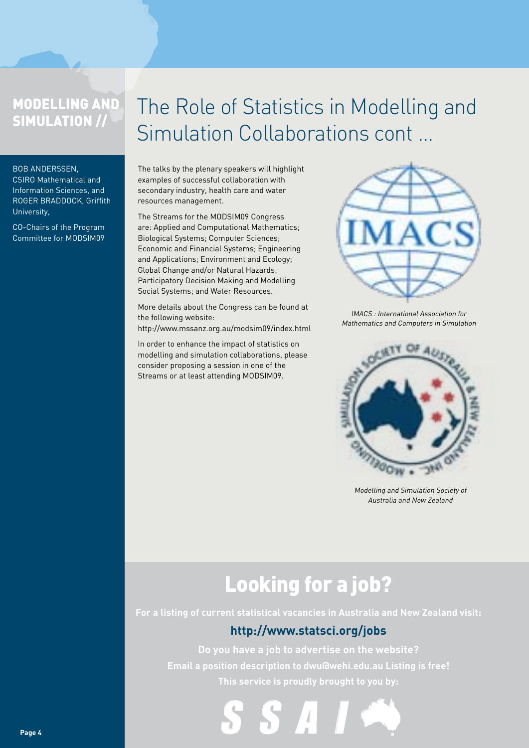MODELLING AND SIMULATION //

# The Role of Statistics in Modelling and Simulation Collaborations cont ...

BOB ANDERSSEN, CSIRO Mathematical and Information Sciences, and ROGER BRADDOCK, Griffith University,

CO-Chairs of the Program Committee for MODSIM09

The talks by the plenary speakers will highlight examples of successful collaboration with secondary industry, health care and water resources management.

The Streams for the MODSIM09 Congress are: Applied and Computational Mathematics; Biological Systems; Computer Sciences; Economic and Financial Systems; Engineering and Applications; Environment and Ecology; Global Change and/or Natural Hazards; Participatory Decision Making and Modelling Social Systems; and Water Resources.

More details about the Congress can be found at the following website: http://www.mssanz.org.au/modsim09/index.html

In order to enhance the impact of statistics on modelling and simulation collaborations, please consider proposing a session in one of the Streams or at least attending MODSIM09.

*IMACS : International Association for Mathematics and Computers in Simulation*

*Modelling and Simulation Society of Australia and New Zealand*

## Looking for a job?

**For a listing of current statistical vacancies in Australia and New Zealand visit:**

**http://www.statsci.org/jobs**

**Do you have a job to advertise on the website?**

**Email a position description to dwu@wehi.edu.au Listing is free!**

**This service is proudly brought to you by:**

SSAI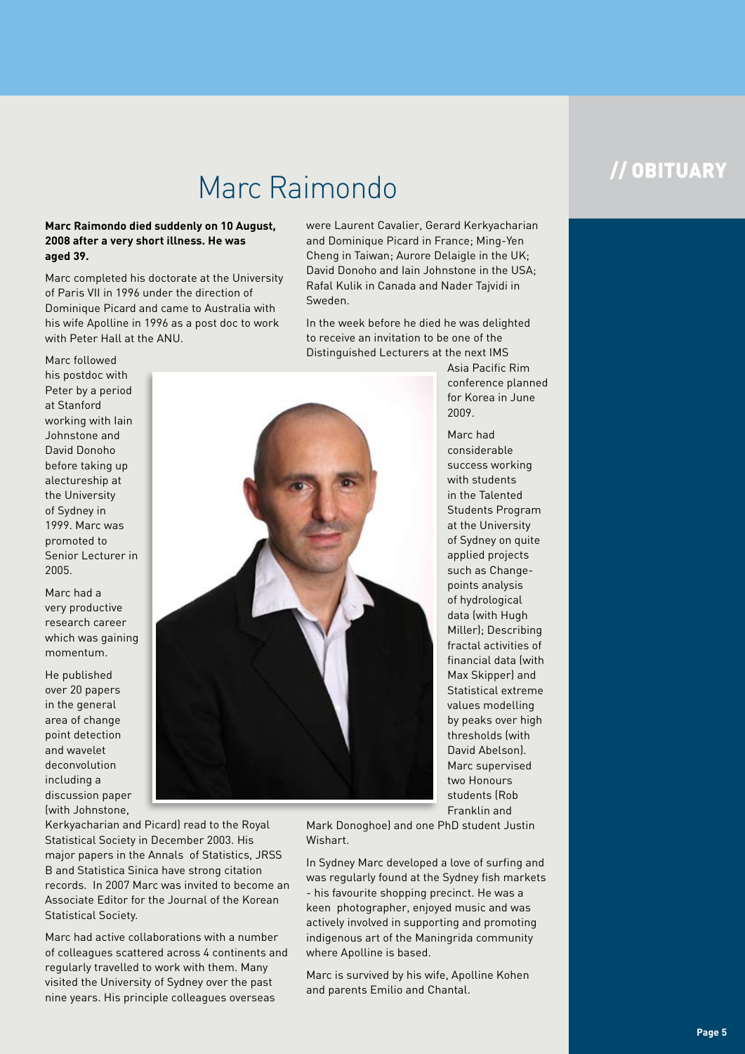// OBITUARY

# Marc Raimondo

**Marc Raimondo died suddenly on 10 August, 2008 after a very short illness. He was aged 39.**

Marc completed his doctorate at the University of Paris VII in 1996 under the direction of Dominique Picard and came to Australia with his wife Apolline in 1996 as a post doc to work with Peter Hall at the ANU.

Marc followed his postdoc with Peter by a period at Stanford working with Iain Johnstone and David Donoho before taking up alectureship at the University of Sydney in 1999. Marc was promoted to Senior Lecturer in 2005.

Marc had a very productive research career which was gaining momentum.

He published over 20 papers in the general area of change point detection and wavelet deconvolution including a discussion paper (with Johnstone, Kerkyacharian and Picard) read to the Royal Statistical Society in December 2003. His major papers in the Annals of Statistics, JRSS B and Statistica Sinica have strong citation records. In 2007 Marc was invited to become an Associate Editor for the Journal of the Korean Statistical Society.

Marc had active collaborations with a number of colleagues scattered across 4 continents and regularly travelled to work with them. Many visited the University of Sydney over the past nine years. His principle colleagues overseas were Laurent Cavalier, Gerard Kerkyacharian and Dominique Picard in France; Ming-Yen Cheng in Taiwan; Aurore Delaigle in the UK; David Donoho and Iain Johnstone in the USA; Rafal Kulik in Canada and Nader Tajvidi in Sweden.

In the week before he died he was delighted to receive an invitation to be one of the Distinguished Lecturers at the next IMS Asia Pacific Rim conference planned for Korea in June 2009.

Marc had considerable success working with students in the Talented Students Program at the University of Sydney on quite applied projects such as Change-points analysis of hydrological data (with Hugh Miller); Describing fractal activities of financial data (with Max Skipper) and Statistical extreme values modelling by peaks over high thresholds (with David Abelson). Marc supervised two Honours students (Rob Franklin and Mark Donoghoe) and one PhD student Justin Wishart.

In Sydney Marc developed a love of surfing and was regularly found at the Sydney fish markets - his favourite shopping precinct. He was a keen photographer, enjoyed music and was actively involved in supporting and promoting indigenous art of the Maningrida community where Apolline is based.

Marc is survived by his wife, Apolline Kohen and parents Emilio and Chantal.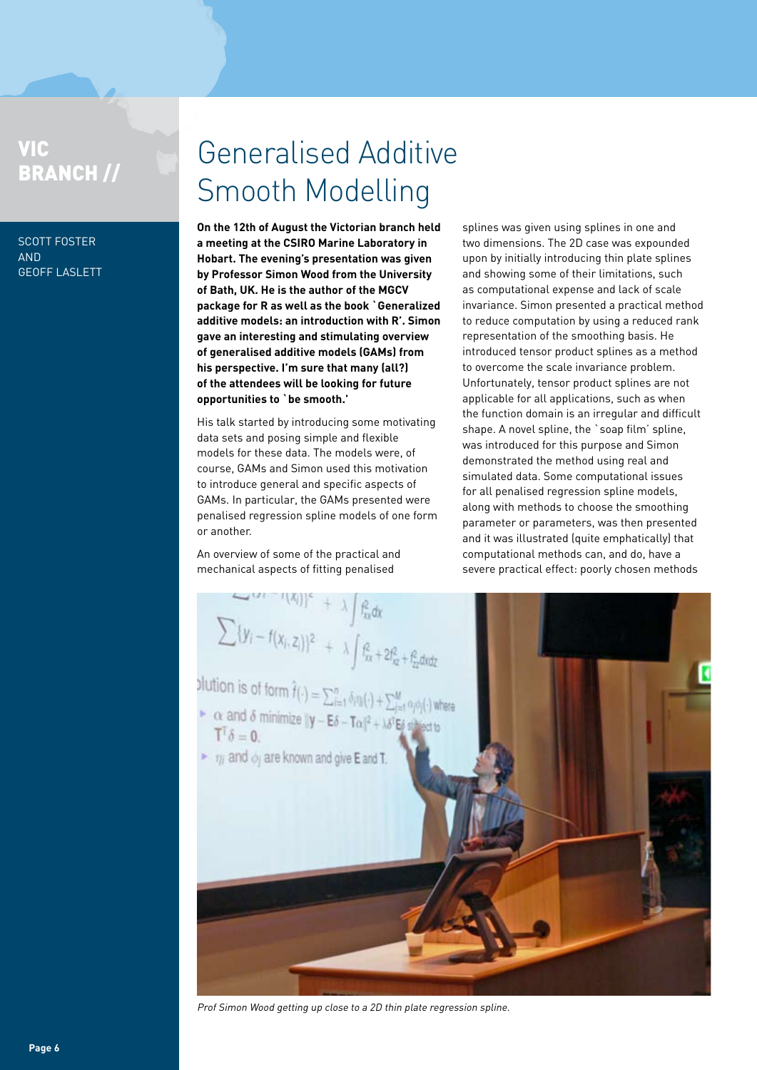VIC BRANCH //

SCOTT FOSTER AND GEOFF LASLETT

# Generalised Additive Smooth Modelling

**On the 12th of August the Victorian branch held a meeting at the CSIRO Marine Laboratory in Hobart. The evening's presentation was given by Professor Simon Wood from the University of Bath, UK. He is the author of the MGCV package for R as well as the book `Generalized additive models: an introduction with R'. Simon gave an interesting and stimulating overview of generalised additive models (GAMs) from his perspective. I'm sure that many (all?) of the attendees will be looking for future opportunities to `be smooth.'**

His talk started by introducing some motivating data sets and posing simple and flexible models for these data. The models were, of course, GAMs and Simon used this motivation to introduce general and specific aspects of GAMs. In particular, the GAMs presented were penalised regression spline models of one form or another.

An overview of some of the practical and mechanical aspects of fitting penalised splines was given using splines in one and two dimensions. The 2D case was expounded upon by initially introducing thin plate splines and showing some of their limitations, such as computational expense and lack of scale invariance. Simon presented a practical method to reduce computation by using a reduced rank representation of the smoothing basis. He introduced tensor product splines as a method to overcome the scale invariance problem. Unfortunately, tensor product splines are not applicable for all applications, such as when the function domain is an irregular and difficult shape. A novel spline, the `soap film' spline, was introduced for this purpose and Simon demonstrated the method using real and simulated data. Some computational issues for all penalised regression spline models, along with methods to choose the smoothing parameter or parameters, was then presented and it was illustrated (quite emphatically) that computational methods can, and do, have a severe practical effect: poorly chosen methods

*Prof Simon Wood getting up close to a 2D thin plate regression spline.*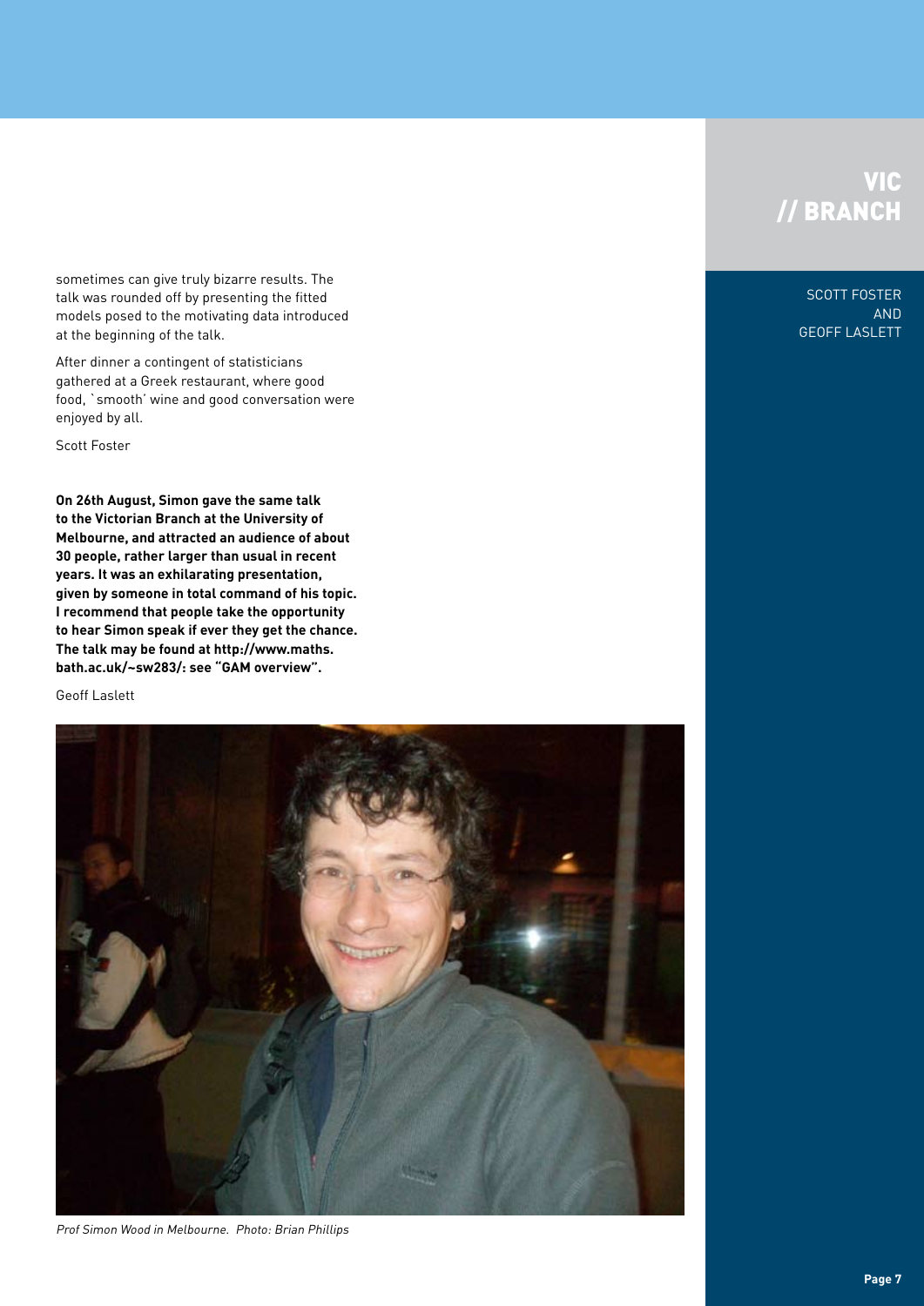# VIC // BRANCH

SCOTT FOSTER AND GEOFF LASLETT

sometimes can give truly bizarre results. The talk was rounded off by presenting the fitted models posed to the motivating data introduced at the beginning of the talk.

After dinner a contingent of statisticians gathered at a Greek restaurant, where good food, `smooth' wine and good conversation were enjoyed by all.

Scott Foster

**On 26th August, Simon gave the same talk to the Victorian Branch at the University of Melbourne, and attracted an audience of about 30 people, rather larger than usual in recent years. It was an exhilarating presentation, given by someone in total command of his topic. I recommend that people take the opportunity to hear Simon speak if ever they get the chance. The talk may be found at http://www.maths.bath.ac.uk/~sw283/: see "GAM overview".**

Geoff Laslett

*Prof Simon Wood in Melbourne. Photo: Brian Phillips*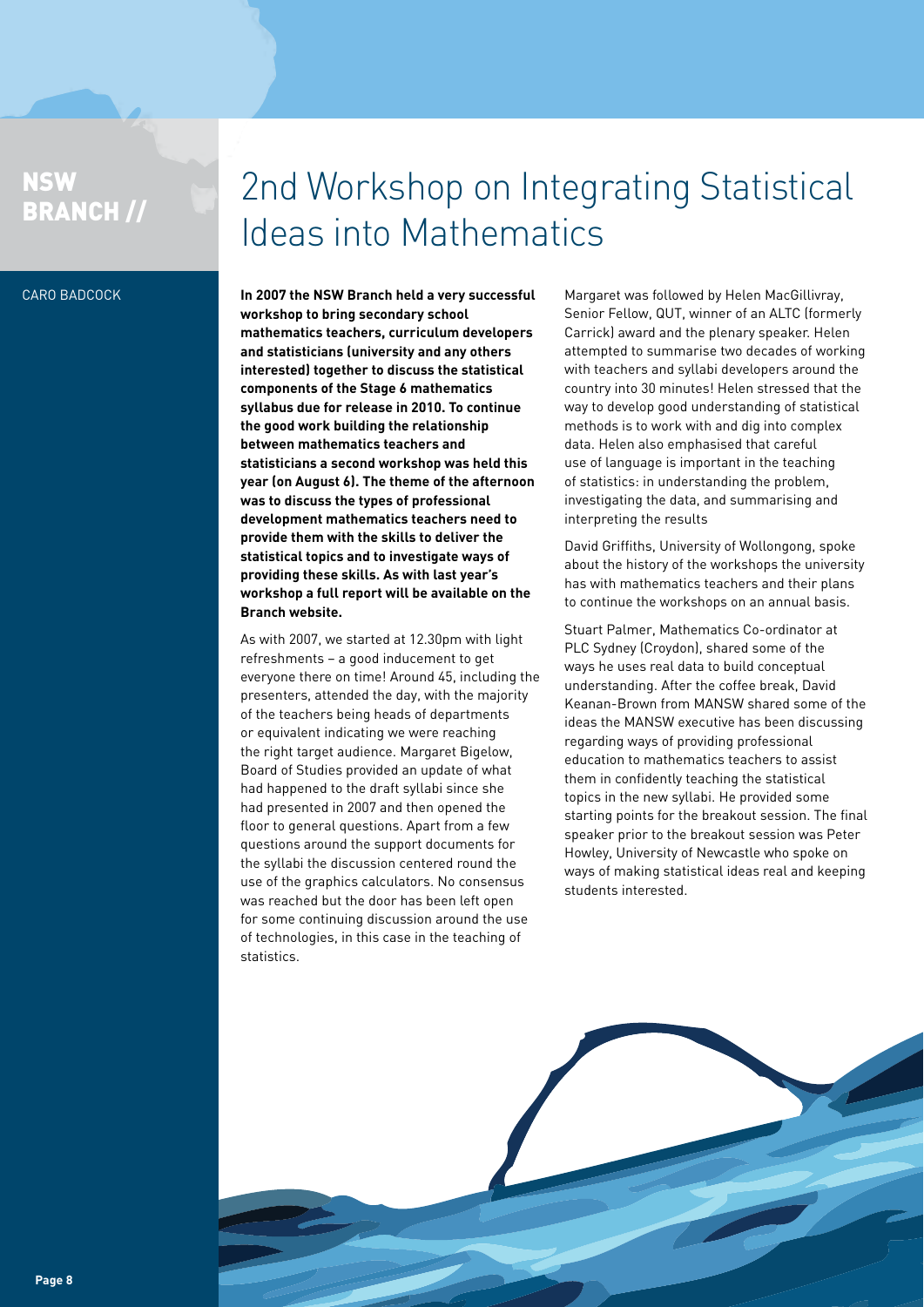NSW BRANCH //

# 2nd Workshop on Integrating Statistical Ideas into Mathematics

CARO BADCOCK

**In 2007 the NSW Branch held a very successful workshop to bring secondary school mathematics teachers, curriculum developers and statisticians (university and any others interested) together to discuss the statistical components of the Stage 6 mathematics syllabus due for release in 2010. To continue the good work building the relationship between mathematics teachers and statisticians a second workshop was held this year (on August 6). The theme of the afternoon was to discuss the types of professional development mathematics teachers need to provide them with the skills to deliver the statistical topics and to investigate ways of providing these skills. As with last year's workshop a full report will be available on the Branch website.**

As with 2007, we started at 12.30pm with light refreshments – a good inducement to get everyone there on time! Around 45, including the presenters, attended the day, with the majority of the teachers being heads of departments or equivalent indicating we were reaching the right target audience. Margaret Bigelow, Board of Studies provided an update of what had happened to the draft syllabi since she had presented in 2007 and then opened the floor to general questions. Apart from a few questions around the support documents for the syllabi the discussion centered round the use of the graphics calculators. No consensus was reached but the door has been left open for some continuing discussion around the use of technologies, in this case in the teaching of statistics.

Margaret was followed by Helen MacGillivray, Senior Fellow, QUT, winner of an ALTC (formerly Carrick) award and the plenary speaker. Helen attempted to summarise two decades of working with teachers and syllabi developers around the country into 30 minutes! Helen stressed that the way to develop good understanding of statistical methods is to work with and dig into complex data. Helen also emphasised that careful use of language is important in the teaching of statistics: in understanding the problem, investigating the data, and summarising and interpreting the results

David Griffiths, University of Wollongong, spoke about the history of the workshops the university has with mathematics teachers and their plans to continue the workshops on an annual basis.

Stuart Palmer, Mathematics Co-ordinator at PLC Sydney (Croydon), shared some of the ways he uses real data to build conceptual understanding. After the coffee break, David Keanan-Brown from MANSW shared some of the ideas the MANSW executive has been discussing regarding ways of providing professional education to mathematics teachers to assist them in confidently teaching the statistical topics in the new syllabi. He provided some starting points for the breakout session. The final speaker prior to the breakout session was Peter Howley, University of Newcastle who spoke on ways of making statistical ideas real and keeping students interested.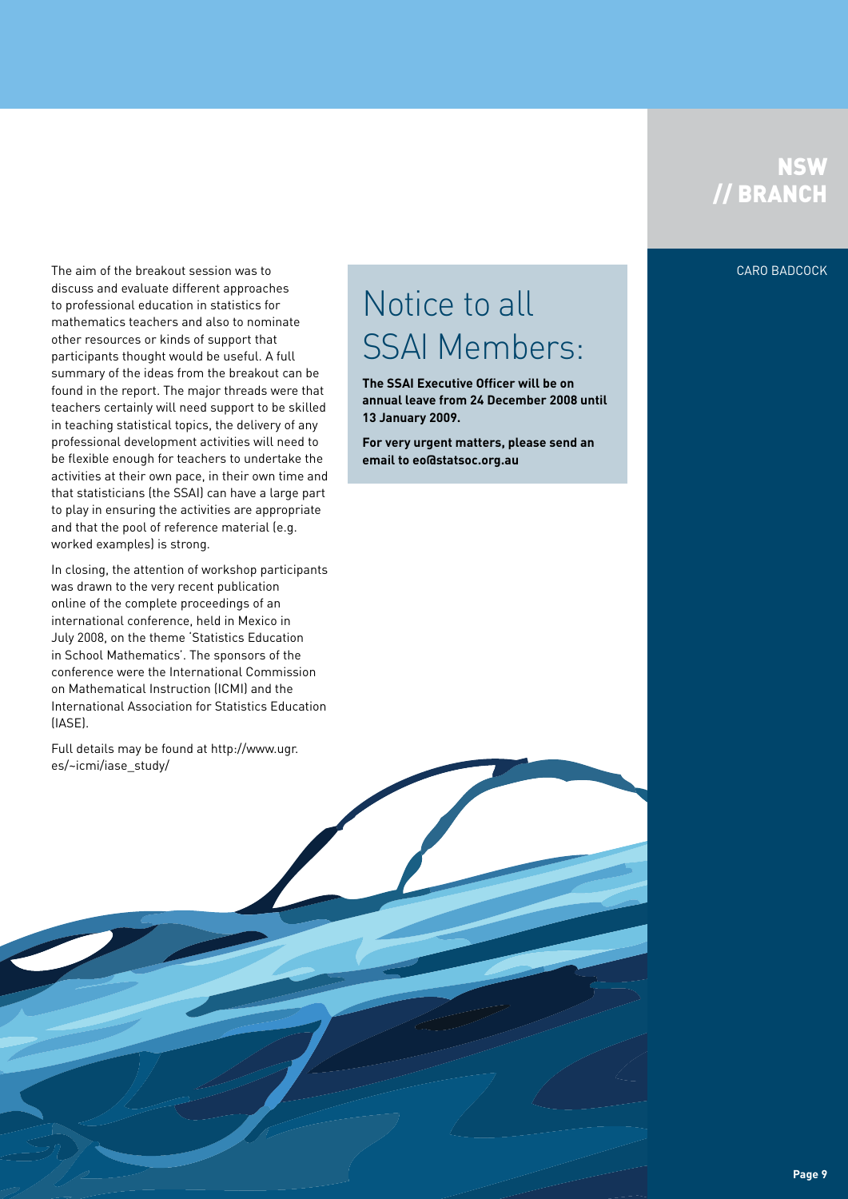## NSW // BRANCH

CARO BADCOCK

The aim of the breakout session was to discuss and evaluate different approaches to professional education in statistics for mathematics teachers and also to nominate other resources or kinds of support that participants thought would be useful. A full summary of the ideas from the breakout can be found in the report. The major threads were that teachers certainly will need support to be skilled in teaching statistical topics, the delivery of any professional development activities will need to be flexible enough for teachers to undertake the activities at their own pace, in their own time and that statisticians (the SSAI) can have a large part to play in ensuring the activities are appropriate and that the pool of reference material (e.g. worked examples) is strong.

In closing, the attention of workshop participants was drawn to the very recent publication online of the complete proceedings of an international conference, held in Mexico in July 2008, on the theme 'Statistics Education in School Mathematics'. The sponsors of the conference were the International Commission on Mathematical Instruction (ICMI) and the International Association for Statistics Education (IASE).

Full details may be found at http://www.ugr.es/~icmi/iase_study/

# Notice to all SSAI Members:

**The SSAI Executive Officer will be on annual leave from 24 December 2008 until 13 January 2009.**

**For very urgent matters, please send an email to eo@statsoc.org.au**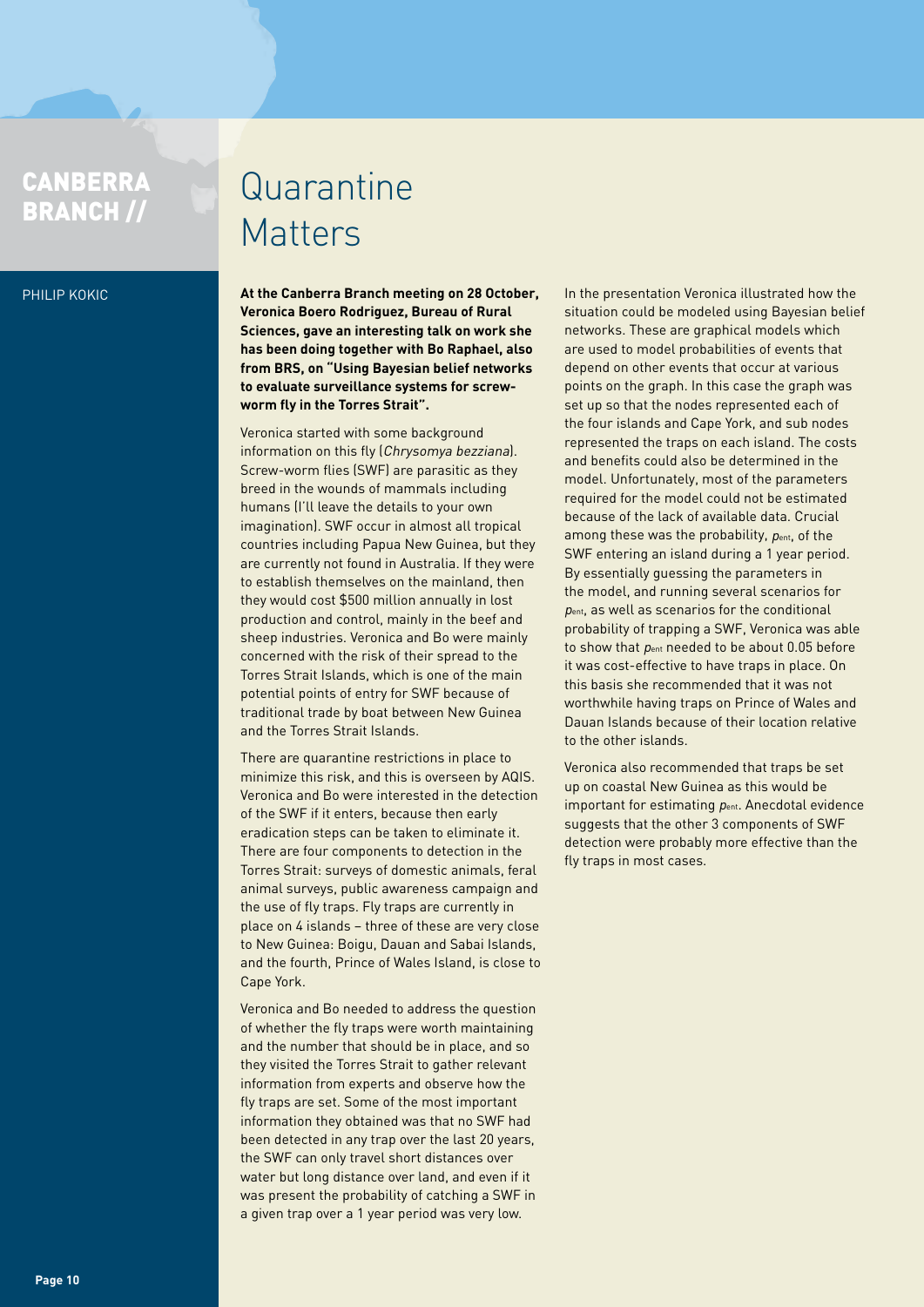CANBERRA BRANCH //

# Quarantine Matters

PHILIP KOKIC

**At the Canberra Branch meeting on 28 October, Veronica Boero Rodriguez, Bureau of Rural Sciences, gave an interesting talk on work she has been doing together with Bo Raphael, also from BRS, on "Using Bayesian belief networks to evaluate surveillance systems for screw-worm fly in the Torres Strait".**

Veronica started with some background information on this fly (*Chrysomya bezziana*). Screw-worm flies (SWF) are parasitic as they breed in the wounds of mammals including humans (I'll leave the details to your own imagination). SWF occur in almost all tropical countries including Papua New Guinea, but they are currently not found in Australia. If they were to establish themselves on the mainland, then they would cost $500 million annually in lost production and control, mainly in the beef and sheep industries. Veronica and Bo were mainly concerned with the risk of their spread to the Torres Strait Islands, which is one of the main potential points of entry for SWF because of traditional trade by boat between New Guinea and the Torres Strait Islands.

There are quarantine restrictions in place to minimize this risk, and this is overseen by AQIS. Veronica and Bo were interested in the detection of the SWF if it enters, because then early eradication steps can be taken to eliminate it. There are four components to detection in the Torres Strait: surveys of domestic animals, feral animal surveys, public awareness campaign and the use of fly traps. Fly traps are currently in place on 4 islands – three of these are very close to New Guinea: Boigu, Dauan and Sabai Islands, and the fourth, Prince of Wales Island, is close to Cape York.

Veronica and Bo needed to address the question of whether the fly traps were worth maintaining and the number that should be in place, and so they visited the Torres Strait to gather relevant information from experts and observe how the fly traps are set. Some of the most important information they obtained was that no SWF had been detected in any trap over the last 20 years, the SWF can only travel short distances over water but long distance over land, and even if it was present the probability of catching a SWF in a given trap over a 1 year period was very low.

In the presentation Veronica illustrated how the situation could be modeled using Bayesian belief networks. These are graphical models which are used to model probabilities of events that depend on other events that occur at various points on the graph. In this case the graph was set up so that the nodes represented each of the four islands and Cape York, and sub nodes represented the traps on each island. The costs and benefits could also be determined in the model. Unfortunately, most of the parameters required for the model could not be estimated because of the lack of available data. Crucial among these was the probability, $p_{ent}$, of the SWF entering an island during a 1 year period. By essentially guessing the parameters in the model, and running several scenarios for $p_{ent}$, as well as scenarios for the conditional probability of trapping a SWF, Veronica was able to show that $p_{ent}$ needed to be about 0.05 before it was cost-effective to have traps in place. On this basis she recommended that it was not worthwhile having traps on Prince of Wales and Dauan Islands because of their location relative to the other islands.

Veronica also recommended that traps be set up on coastal New Guinea as this would be important for estimating $p_{ent}$. Anecdotal evidence suggests that the other 3 components of SWF detection were probably more effective than the fly traps in most cases.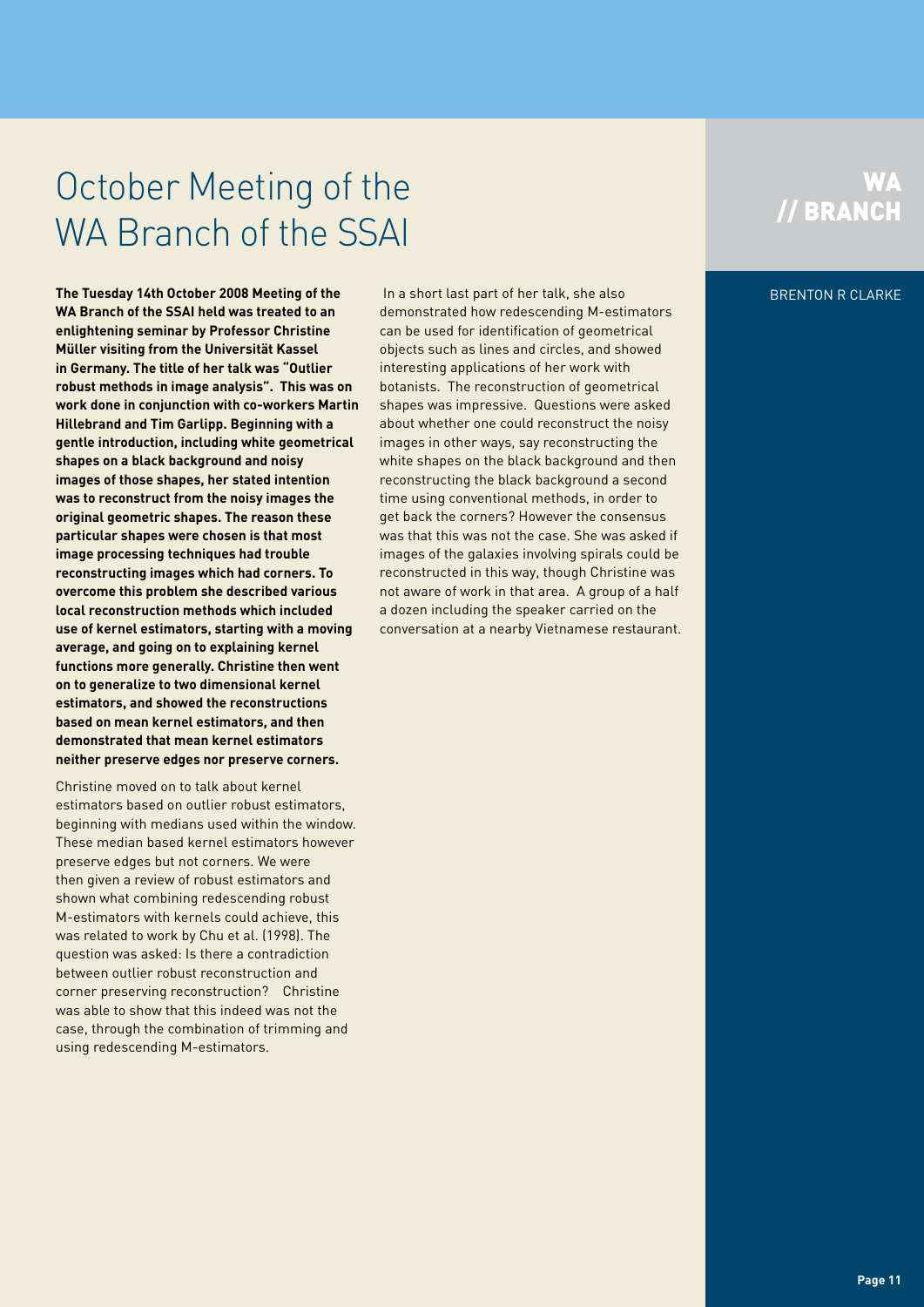# October Meeting of the WA Branch of the SSAI

WA // BRANCH

BRENTON R CLARKE

**The Tuesday 14th October 2008 Meeting of the WA Branch of the SSAI held was treated to an enlightening seminar by Professor Christine Müller visiting from the Universität Kassel in Germany. The title of her talk was "Outlier robust methods in image analysis". This was on work done in conjunction with co-workers Martin Hillebrand and Tim Garlipp. Beginning with a gentle introduction, including white geometrical shapes on a black background and noisy images of those shapes, her stated intention was to reconstruct from the noisy images the original geometric shapes. The reason these particular shapes were chosen is that most image processing techniques had trouble reconstructing images which had corners. To overcome this problem she described various local reconstruction methods which included use of kernel estimators, starting with a moving average, and going on to explaining kernel functions more generally. Christine then went on to generalize to two dimensional kernel estimators, and showed the reconstructions based on mean kernel estimators, and then demonstrated that mean kernel estimators neither preserve edges nor preserve corners.**

Christine moved on to talk about kernel estimators based on outlier robust estimators, beginning with medians used within the window. These median based kernel estimators however preserve edges but not corners. We were then given a review of robust estimators and shown what combining redescending robust M-estimators with kernels could achieve, this was related to work by Chu et al. (1998). The question was asked: Is there a contradiction between outlier robust reconstruction and corner preserving reconstruction? Christine was able to show that this indeed was not the case, through the combination of trimming and using redescending M-estimators.

In a short last part of her talk, she also demonstrated how redescending M-estimators can be used for identification of geometrical objects such as lines and circles, and showed interesting applications of her work with botanists. The reconstruction of geometrical shapes was impressive. Questions were asked about whether one could reconstruct the noisy images in other ways, say reconstructing the white shapes on the black background and then reconstructing the black background a second time using conventional methods, in order to get back the corners? However the consensus was that this was not the case. She was asked if images of the galaxies involving spirals could be reconstructed in this way, though Christine was not aware of work in that area. A group of a half a dozen including the speaker carried on the conversation at a nearby Vietnamese restaurant.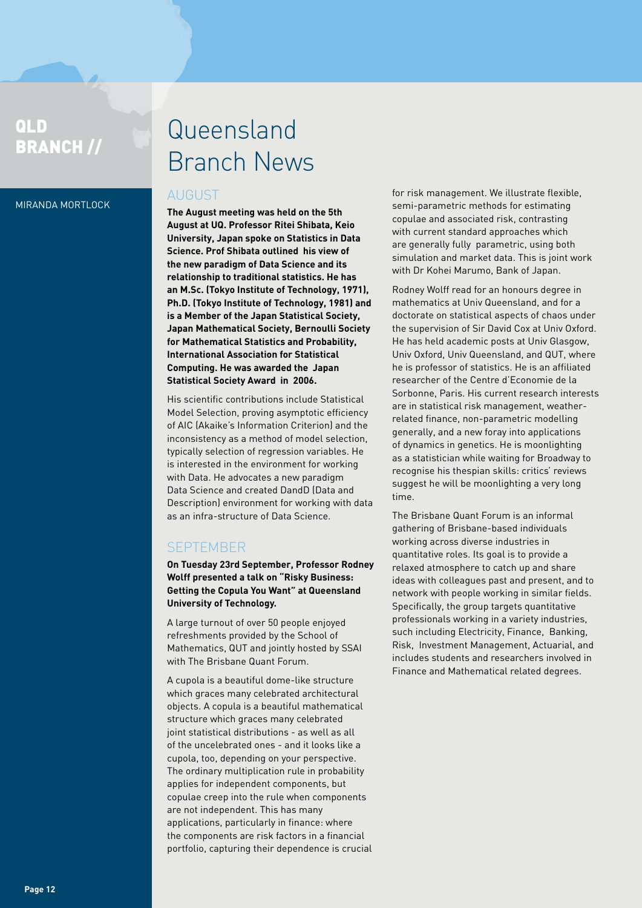QLD BRANCH //

MIRANDA MORTLOCK

# Queensland Branch News

## AUGUST

**The August meeting was held on the 5th August at UQ. Professor Ritei Shibata, Keio University, Japan spoke on Statistics in Data Science. Prof Shibata outlined his view of the new paradigm of Data Science and its relationship to traditional statistics. He has an M.Sc. (Tokyo Institute of Technology, 1971), Ph.D. (Tokyo Institute of Technology, 1981) and is a Member of the Japan Statistical Society, Japan Mathematical Society, Bernoulli Society for Mathematical Statistics and Probability, International Association for Statistical Computing. He was awarded the Japan Statistical Society Award in 2006.**

His scientific contributions include Statistical Model Selection, proving asymptotic efficiency of AIC (Akaike's Information Criterion) and the inconsistency as a method of model selection, typically selection of regression variables. He is interested in the environment for working with Data. He advocates a new paradigm Data Science and created DandD (Data and Description) environment for working with data as an infra-structure of Data Science.

## SEPTEMBER

**On Tuesday 23rd September, Professor Rodney Wolff presented a talk on "Risky Business: Getting the Copula You Want" at Queensland University of Technology.**

A large turnout of over 50 people enjoyed refreshments provided by the School of Mathematics, QUT and jointly hosted by SSAI with The Brisbane Quant Forum.

A cupola is a beautiful dome-like structure which graces many celebrated architectural objects. A copula is a beautiful mathematical structure which graces many celebrated joint statistical distributions - as well as all of the uncelebrated ones - and it looks like a cupola, too, depending on your perspective. The ordinary multiplication rule in probability applies for independent components, but copulae creep into the rule when components are not independent. This has many applications, particularly in finance: where the components are risk factors in a financial portfolio, capturing their dependence is crucial for risk management. We illustrate flexible, semi-parametric methods for estimating copulae and associated risk, contrasting with current standard approaches which are generally fully parametric, using both simulation and market data. This is joint work with Dr Kohei Marumo, Bank of Japan.

Rodney Wolff read for an honours degree in mathematics at Univ Queensland, and for a doctorate on statistical aspects of chaos under the supervision of Sir David Cox at Univ Oxford. He has held academic posts at Univ Glasgow, Univ Oxford, Univ Queensland, and QUT, where he is professor of statistics. He is an affiliated researcher of the Centre d'Economie de la Sorbonne, Paris. His current research interests are in statistical risk management, weather-related finance, non-parametric modelling generally, and a new foray into applications of dynamics in genetics. He is moonlighting as a statistician while waiting for Broadway to recognise his thespian skills: critics' reviews suggest he will be moonlighting a very long time.

The Brisbane Quant Forum is an informal gathering of Brisbane-based individuals working across diverse industries in quantitative roles. Its goal is to provide a relaxed atmosphere to catch up and share ideas with colleagues past and present, and to network with people working in similar fields. Specifically, the group targets quantitative professionals working in a variety industries, such including Electricity, Finance, Banking, Risk, Investment Management, Actuarial, and includes students and researchers involved in Finance and Mathematical related degrees.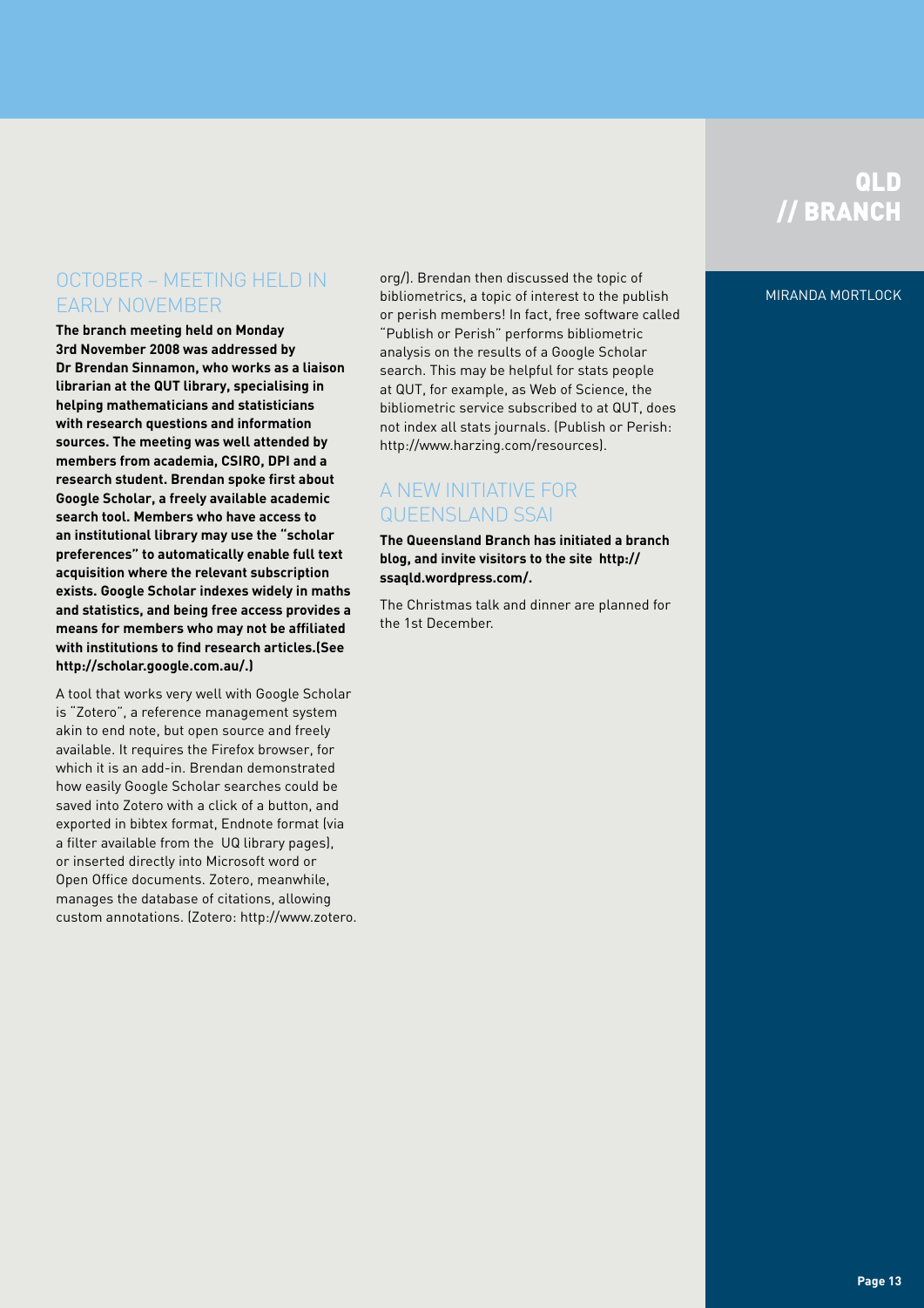# QLD // BRANCH

MIRANDA MORTLOCK

## OCTOBER – MEETING HELD IN EARLY NOVEMBER

**The branch meeting held on Monday 3rd November 2008 was addressed by Dr Brendan Sinnamon, who works as a liaison librarian at the QUT library, specialising in helping mathematicians and statisticians with research questions and information sources. The meeting was well attended by members from academia, CSIRO, DPI and a research student. Brendan spoke first about Google Scholar, a freely available academic search tool. Members who have access to an institutional library may use the "scholar preferences" to automatically enable full text acquisition where the relevant subscription exists. Google Scholar indexes widely in maths and statistics, and being free access provides a means for members who may not be affiliated with institutions to find research articles.(See http://scholar.google.com.au/.)**

A tool that works very well with Google Scholar is "Zotero", a reference management system akin to end note, but open source and freely available. It requires the Firefox browser, for which it is an add-in. Brendan demonstrated how easily Google Scholar searches could be saved into Zotero with a click of a button, and exported in bibtex format, Endnote format (via a filter available from the UQ library pages), or inserted directly into Microsoft word or Open Office documents. Zotero, meanwhile, manages the database of citations, allowing custom annotations. (Zotero: http://www.zotero.org/). Brendan then discussed the topic of bibliometrics, a topic of interest to the publish or perish members! In fact, free software called "Publish or Perish" performs bibliometric analysis on the results of a Google Scholar search. This may be helpful for stats people at QUT, for example, as Web of Science, the bibliometric service subscribed to at QUT, does not index all stats journals. (Publish or Perish: http://www.harzing.com/resources).

## A NEW INITIATIVE FOR QUEENSLAND SSAI

**The Queensland Branch has initiated a branch blog, and invite visitors to the site http://ssaqld.wordpress.com/.**

The Christmas talk and dinner are planned for the 1st December.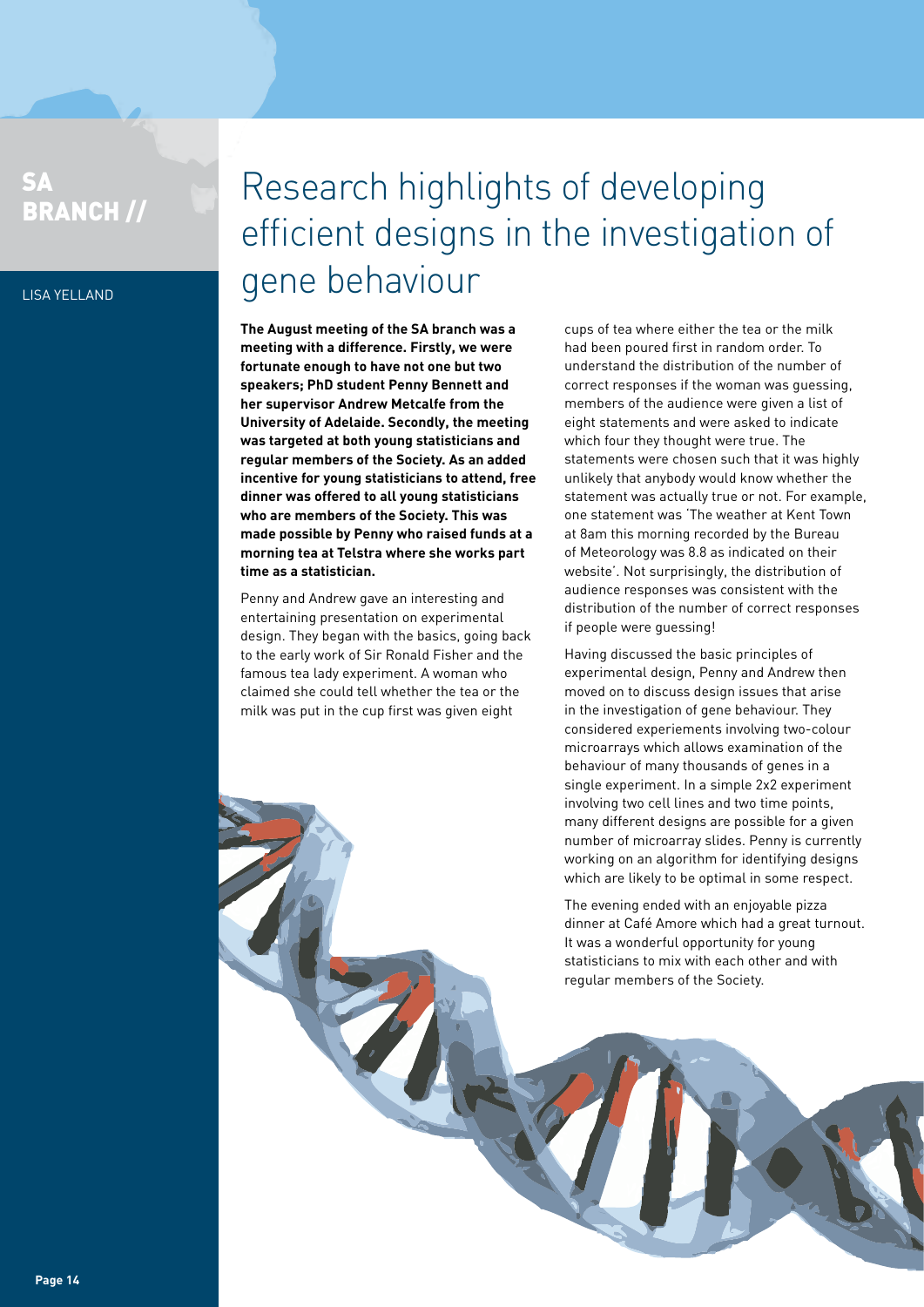SA BRANCH //

LISA YELLAND

# Research highlights of developing efficient designs in the investigation of gene behaviour

**The August meeting of the SA branch was a meeting with a difference. Firstly, we were fortunate enough to have not one but two speakers; PhD student Penny Bennett and her supervisor Andrew Metcalfe from the University of Adelaide. Secondly, the meeting was targeted at both young statisticians and regular members of the Society. As an added incentive for young statisticians to attend, free dinner was offered to all young statisticians who are members of the Society. This was made possible by Penny who raised funds at a morning tea at Telstra where she works part time as a statistician.**

Penny and Andrew gave an interesting and entertaining presentation on experimental design. They began with the basics, going back to the early work of Sir Ronald Fisher and the famous tea lady experiment. A woman who claimed she could tell whether the tea or the milk was put in the cup first was given eight cups of tea where either the tea or the milk had been poured first in random order. To understand the distribution of the number of correct responses if the woman was guessing, members of the audience were given a list of eight statements and were asked to indicate which four they thought were true. The statements were chosen such that it was highly unlikely that anybody would know whether the statement was actually true or not. For example, one statement was 'The weather at Kent Town at 8am this morning recorded by the Bureau of Meteorology was 8.8 as indicated on their website'. Not surprisingly, the distribution of audience responses was consistent with the distribution of the number of correct responses if people were guessing!

Having discussed the basic principles of experimental design, Penny and Andrew then moved on to discuss design issues that arise in the investigation of gene behaviour. They considered experiements involving two-colour microarrays which allows examination of the behaviour of many thousands of genes in a single experiment. In a simple 2x2 experiment involving two cell lines and two time points, many different designs are possible for a given number of microarray slides. Penny is currently working on an algorithm for identifying designs which are likely to be optimal in some respect.

The evening ended with an enjoyable pizza dinner at Café Amore which had a great turnout. It was a wonderful opportunity for young statisticians to mix with each other and with regular members of the Society.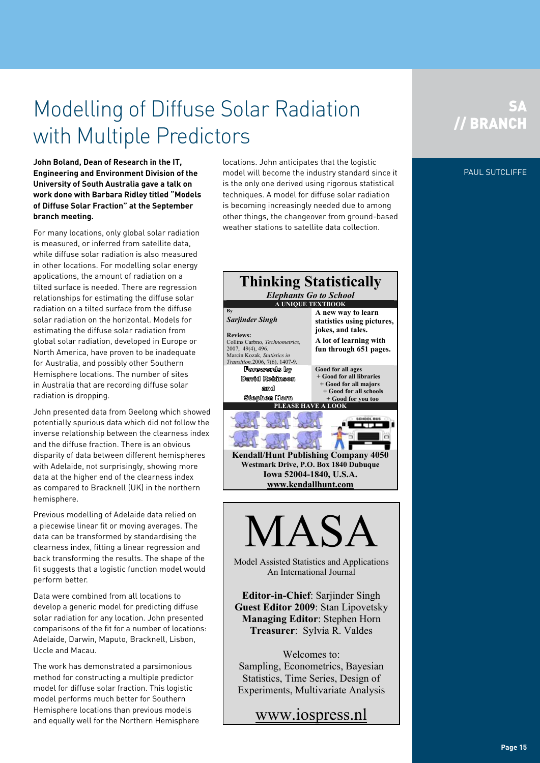# Modelling of Diffuse Solar Radiation with Multiple Predictors

SA // BRANCH

PAUL SUTCLIFFE

**John Boland, Dean of Research in the IT, Engineering and Environment Division of the University of South Australia gave a talk on work done with Barbara Ridley titled "Models of Diffuse Solar Fraction" at the September branch meeting.**

For many locations, only global solar radiation is measured, or inferred from satellite data, while diffuse solar radiation is also measured in other locations. For modelling solar energy applications, the amount of radiation on a tilted surface is needed. There are regression relationships for estimating the diffuse solar radiation on a tilted surface from the diffuse solar radiation on the horizontal. Models for estimating the diffuse solar radiation from global solar radiation, developed in Europe or North America, have proven to be inadequate for Australia, and possibly other Southern Hemisphere locations. The number of sites in Australia that are recording diffuse solar radiation is dropping.

John presented data from Geelong which showed potentially spurious data which did not follow the inverse relationship between the clearness index and the diffuse fraction. There is an obvious disparity of data between different hemispheres with Adelaide, not surprisingly, showing more data at the higher end of the clearness index as compared to Bracknell (UK) in the northern hemisphere.

Previous modelling of Adelaide data relied on a piecewise linear fit or moving averages. The data can be transformed by standardising the clearness index, fitting a linear regression and back transforming the results. The shape of the fit suggests that a logistic function model would perform better.

Data were combined from all locations to develop a generic model for predicting diffuse solar radiation for any location. John presented comparisons of the fit for a number of locations: Adelaide, Darwin, Maputo, Bracknell, Lisbon, Uccle and Macau.

The work has demonstrated a parsimonious method for constructing a multiple predictor model for diffuse solar fraction. This logistic model performs much better for Southern Hemisphere locations than previous models and equally well for the Northern Hemisphere locations. John anticipates that the logistic model will become the industry standard since it is the only one derived using rigorous statistical techniques. A model for diffuse solar radiation is becoming increasingly needed due to among other things, the changeover from ground-based weather stations to satellite data collection.

---

**Thinking Statistically**

*Elephants Go to School*

A UNIQUE TEXTBOOK

By *Sarjinder Singh*

Reviews:
Collins Carbno, *Technometrics*, 2007, 49(4), 496.
Marcin Kozak, *Statistics in Transition*, 2006, 7(6), 1407-9.

A new way to learn statistics using pictures, jokes, and tales.

A lot of learning with fun through 651 pages.

Forewords by David Robinson and Stephen Horn

Good for all ages
+ Good for all libraries
+ Good for all majors
+ Good for all schools
+ Good for you too

PLEASE HAVE A LOOK

Kendall/Hunt Publishing Company 4050 Westmark Drive, P.O. Box 1840 Dubuque Iowa 52004-1840, U.S.A.
www.kendallhunt.com

---

**MASA**

Model Assisted Statistics and Applications
An International Journal

**Editor-in-Chief**: Sarjinder Singh
**Guest Editor 2009**: Stan Lipovetsky
**Managing Editor**: Stephen Horn
**Treasurer**: Sylvia R. Valdes

Welcomes to:
Sampling, Econometrics, Bayesian Statistics, Time Series, Design of Experiments, Multivariate Analysis

www.iospress.nl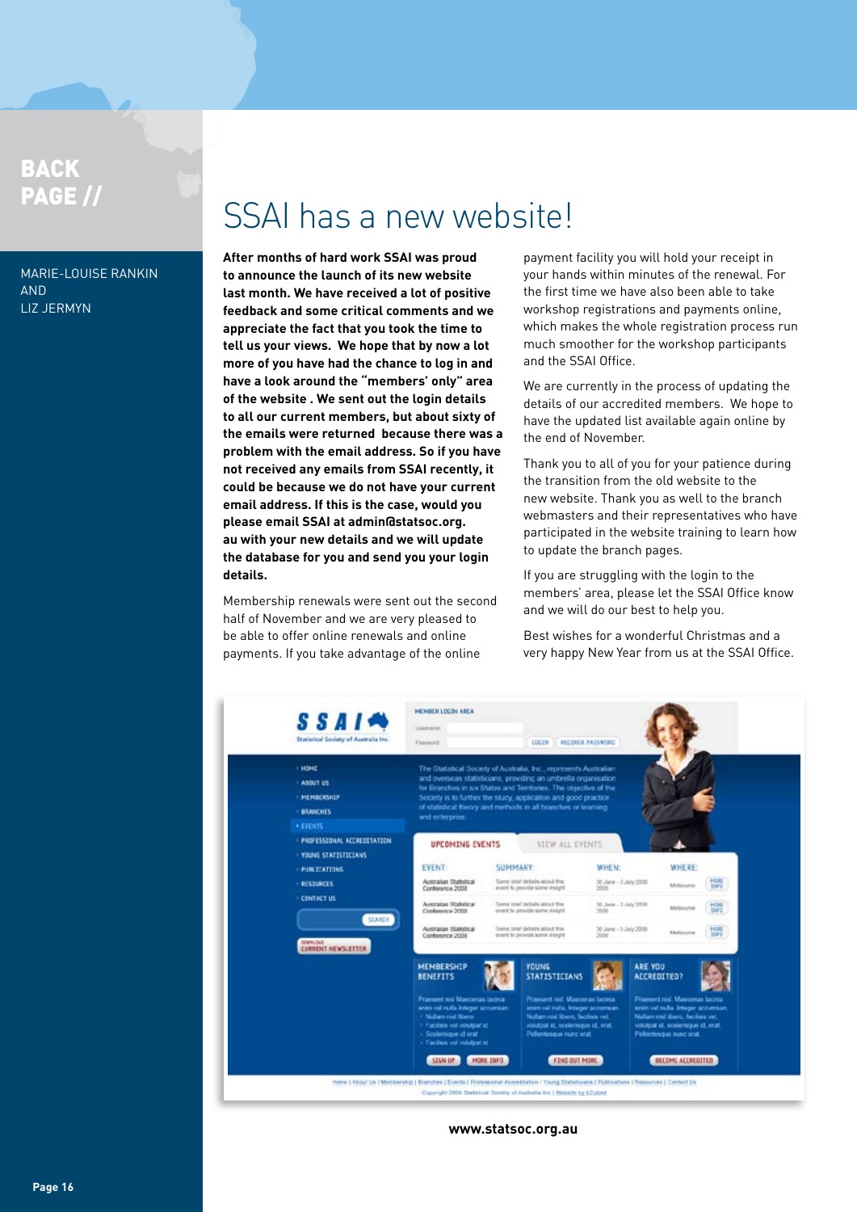BACK PAGE //

MARIE-LOUISE RANKIN AND LIZ JERMYN

# SSAI has a new website!

**After months of hard work SSAI was proud to announce the launch of its new website last month. We have received a lot of positive feedback and some critical comments and we appreciate the fact that you took the time to tell us your views. We hope that by now a lot more of you have had the chance to log in and have a look around the "members' only" area of the website . We sent out the login details to all our current members, but about sixty of the emails were returned because there was a problem with the email address. So if you have not received any emails from SSAI recently, it could be because we do not have your current email address. If this is the case, would you please email SSAI at admin@statsoc.org.au with your new details and we will update the database for you and send you your login details.**

Membership renewals were sent out the second half of November and we are very pleased to be able to offer online renewals and online payments. If you take advantage of the online payment facility you will hold your receipt in your hands within minutes of the renewal. For the first time we have also been able to take workshop registrations and payments online, which makes the whole registration process run much smoother for the workshop participants and the SSAI Office.

We are currently in the process of updating the details of our accredited members. We hope to have the updated list available again online by the end of November.

Thank you to all of you for your patience during the transition from the old website to the new website. Thank you as well to the branch webmasters and their representatives who have participated in the website training to learn how to update the branch pages.

If you are struggling with the login to the members' area, please let the SSAI Office know and we will do our best to help you.

Best wishes for a wonderful Christmas and a very happy New Year from us at the SSAI Office.

www.statsoc.org.au